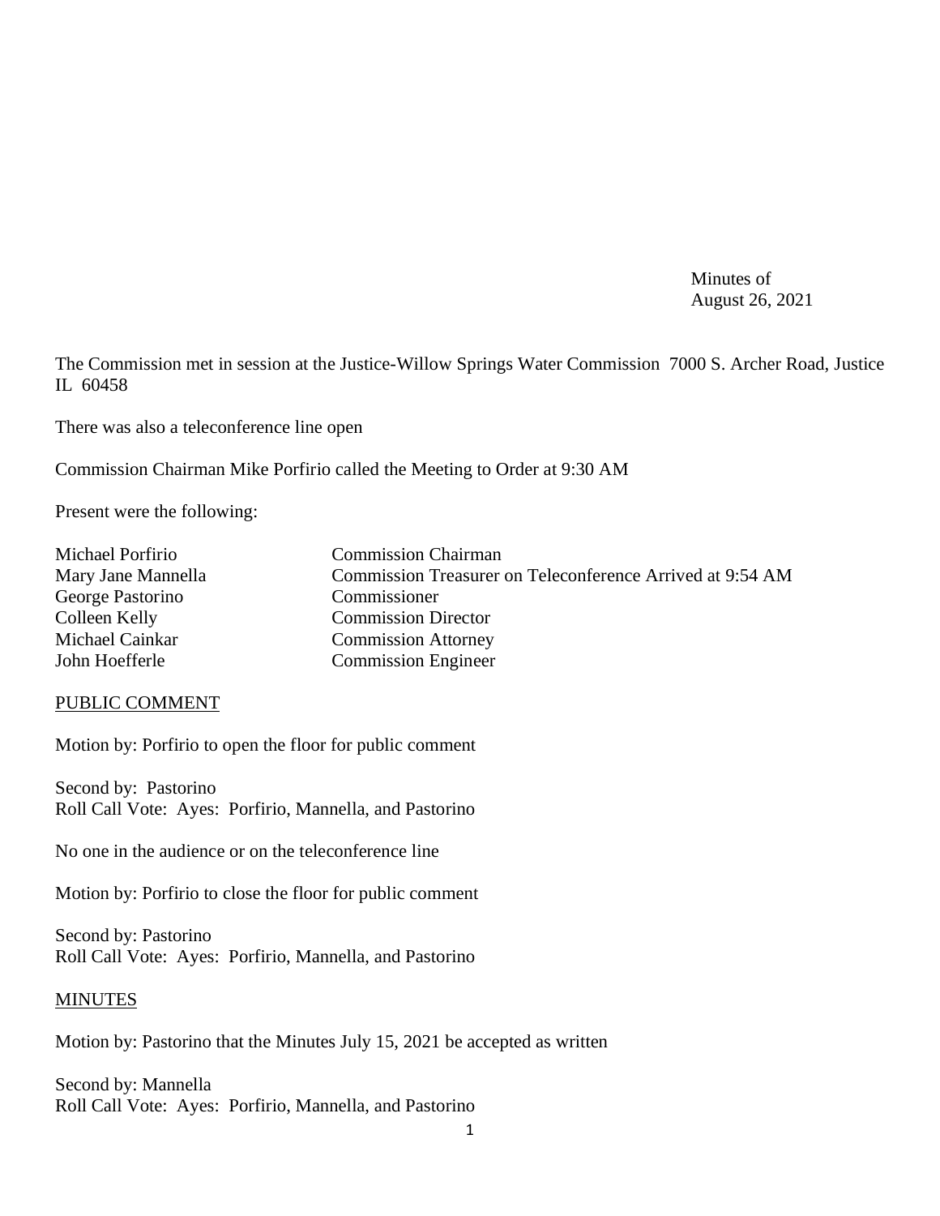Minutes of
August 26, 2021

The Commission met in session at the Justice-Willow Springs Water Commission 7000 S. Archer Road, Justice IL 60458

There was also a teleconference line open

Commission Chairman Mike Porfirio called the Meeting to Order at 9:30 AM

Present were the following:

| | |
|---|---|
| Michael Porfirio | Commission Chairman |
| Mary Jane Mannella | Commission Treasurer on Teleconference Arrived at 9:54 AM |
| George Pastorino | Commissioner |
| Colleen Kelly | Commission Director |
| Michael Cainkar | Commission Attorney |
| John Hoefferle | Commission Engineer |

## PUBLIC COMMENT

Motion by: Porfirio to open the floor for public comment

Second by: Pastorino
Roll Call Vote: Ayes: Porfirio, Mannella, and Pastorino

No one in the audience or on the teleconference line

Motion by: Porfirio to close the floor for public comment

Second by: Pastorino
Roll Call Vote: Ayes: Porfirio, Mannella, and Pastorino

## MINUTES

Motion by: Pastorino that the Minutes July 15, 2021 be accepted as written

Second by: Mannella
Roll Call Vote: Ayes: Porfirio, Mannella, and Pastorino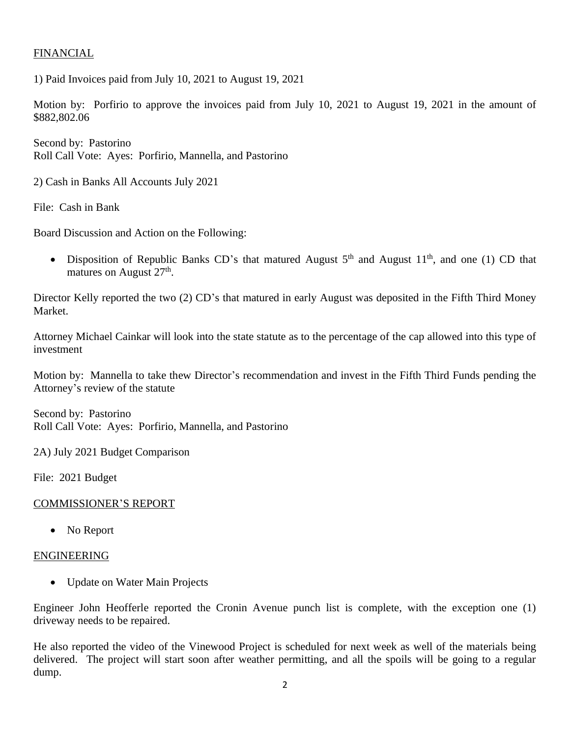FINANCIAL

1) Paid Invoices paid from July 10, 2021 to August 19, 2021

Motion by: Porfirio to approve the invoices paid from July 10, 2021 to August 19, 2021 in the amount of $882,802.06

Second by: Pastorino
Roll Call Vote: Ayes: Porfirio, Mannella, and Pastorino

2) Cash in Banks All Accounts July 2021

File: Cash in Bank

Board Discussion and Action on the Following:

- Disposition of Republic Banks CD's that matured August 5th and August 11th, and one (1) CD that matures on August 27th.

Director Kelly reported the two (2) CD's that matured in early August was deposited in the Fifth Third Money Market.

Attorney Michael Cainkar will look into the state statute as to the percentage of the cap allowed into this type of investment

Motion by: Mannella to take thew Director's recommendation and invest in the Fifth Third Funds pending the Attorney's review of the statute

Second by: Pastorino
Roll Call Vote: Ayes: Porfirio, Mannella, and Pastorino

2A) July 2021 Budget Comparison

File: 2021 Budget

COMMISSIONER'S REPORT

- No Report

ENGINEERING

- Update on Water Main Projects

Engineer John Heofferle reported the Cronin Avenue punch list is complete, with the exception one (1) driveway needs to be repaired.

He also reported the video of the Vinewood Project is scheduled for next week as well of the materials being delivered. The project will start soon after weather permitting, and all the spoils will be going to a regular dump.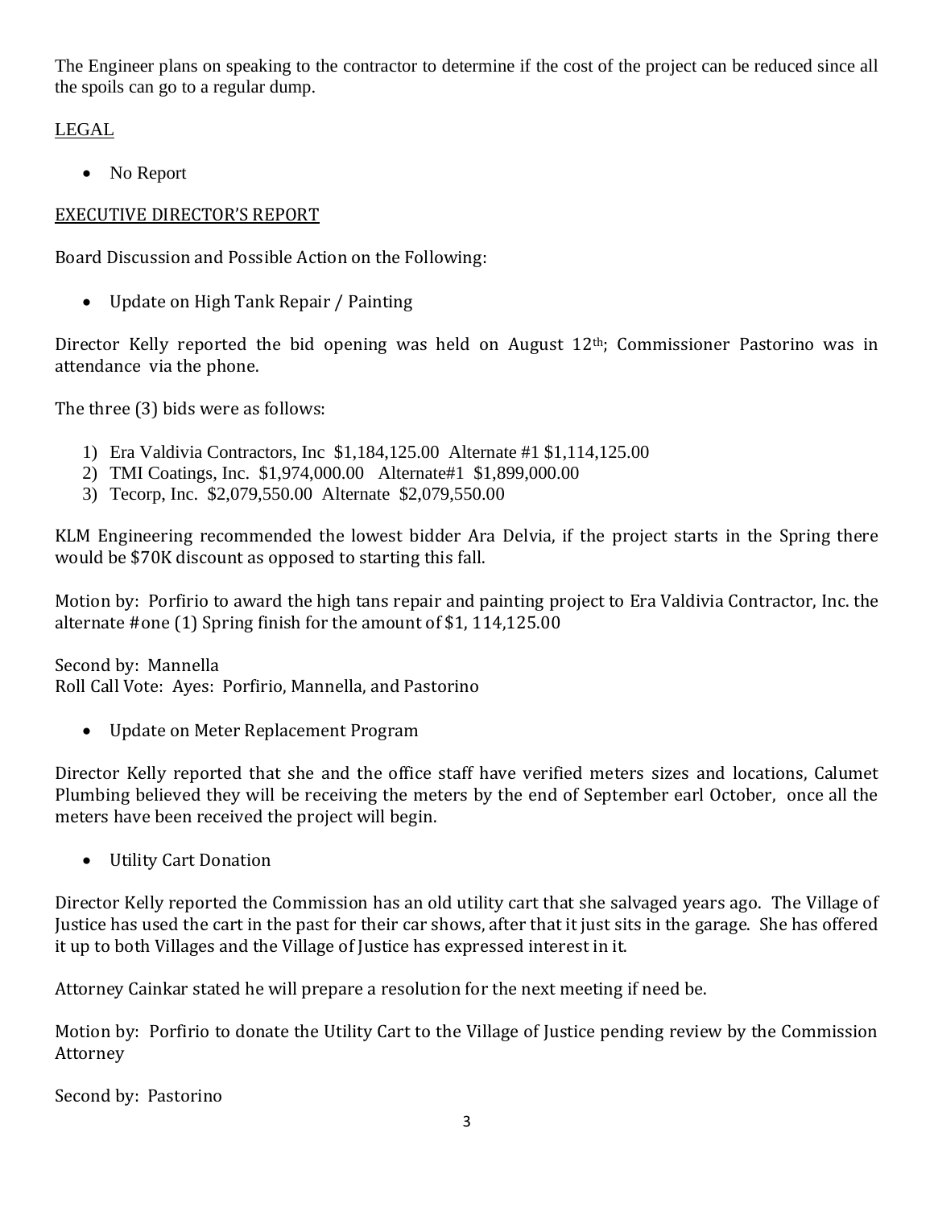The Engineer plans on speaking to the contractor to determine if the cost of the project can be reduced since all the spoils can go to a regular dump.

LEGAL

- No Report

EXECUTIVE DIRECTOR'S REPORT

Board Discussion and Possible Action on the Following:

- Update on High Tank Repair / Painting

Director Kelly reported the bid opening was held on August 12th; Commissioner Pastorino was in attendance via the phone.

The three (3) bids were as follows:

1) Era Valdivia Contractors, Inc $1,184,125.00 Alternate #1 $1,114,125.00
2) TMI Coatings, Inc. $1,974,000.00 Alternate#1 $1,899,000.00
3) Tecorp, Inc. $2,079,550.00 Alternate $2,079,550.00

KLM Engineering recommended the lowest bidder Ara Delvia, if the project starts in the Spring there would be $70K discount as opposed to starting this fall.

Motion by: Porfirio to award the high tans repair and painting project to Era Valdivia Contractor, Inc. the alternate #one (1) Spring finish for the amount of $1, 114,125.00

Second by: Mannella
Roll Call Vote: Ayes: Porfirio, Mannella, and Pastorino

- Update on Meter Replacement Program

Director Kelly reported that she and the office staff have verified meters sizes and locations, Calumet Plumbing believed they will be receiving the meters by the end of September earl October, once all the meters have been received the project will begin.

- Utility Cart Donation

Director Kelly reported the Commission has an old utility cart that she salvaged years ago. The Village of Justice has used the cart in the past for their car shows, after that it just sits in the garage. She has offered it up to both Villages and the Village of Justice has expressed interest in it.

Attorney Cainkar stated he will prepare a resolution for the next meeting if need be.

Motion by: Porfirio to donate the Utility Cart to the Village of Justice pending review by the Commission Attorney

Second by: Pastorino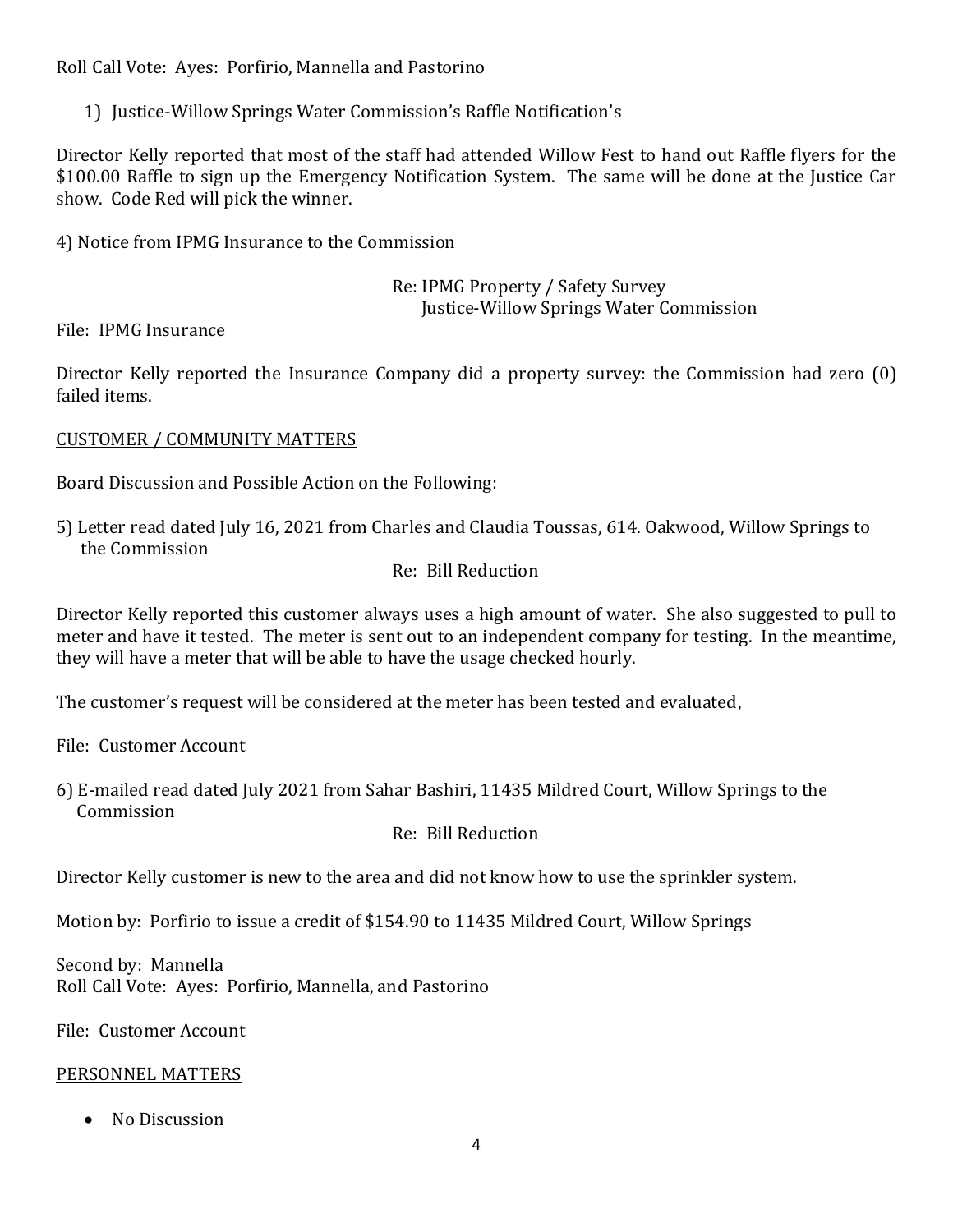Roll Call Vote: Ayes: Porfirio, Mannella and Pastorino

1) Justice-Willow Springs Water Commission's Raffle Notification's

Director Kelly reported that most of the staff had attended Willow Fest to hand out Raffle flyers for the $100.00 Raffle to sign up the Emergency Notification System. The same will be done at the Justice Car show. Code Red will pick the winner.

4) Notice from IPMG Insurance to the Commission

Re: IPMG Property / Safety Survey
Justice-Willow Springs Water Commission

File: IPMG Insurance

Director Kelly reported the Insurance Company did a property survey: the Commission had zero (0) failed items.

<u>CUSTOMER / COMMUNITY MATTERS</u>

Board Discussion and Possible Action on the Following:

5) Letter read dated July 16, 2021 from Charles and Claudia Toussas, 614. Oakwood, Willow Springs to the Commission

Re: Bill Reduction

Director Kelly reported this customer always uses a high amount of water. She also suggested to pull to meter and have it tested. The meter is sent out to an independent company for testing. In the meantime, they will have a meter that will be able to have the usage checked hourly.

The customer's request will be considered at the meter has been tested and evaluated,

File: Customer Account

6) E-mailed read dated July 2021 from Sahar Bashiri, 11435 Mildred Court, Willow Springs to the Commission

Re: Bill Reduction

Director Kelly customer is new to the area and did not know how to use the sprinkler system.

Motion by: Porfirio to issue a credit of $154.90 to 11435 Mildred Court, Willow Springs

Second by: Mannella
Roll Call Vote: Ayes: Porfirio, Mannella, and Pastorino

File: Customer Account

<u>PERSONNEL MATTERS</u>

- No Discussion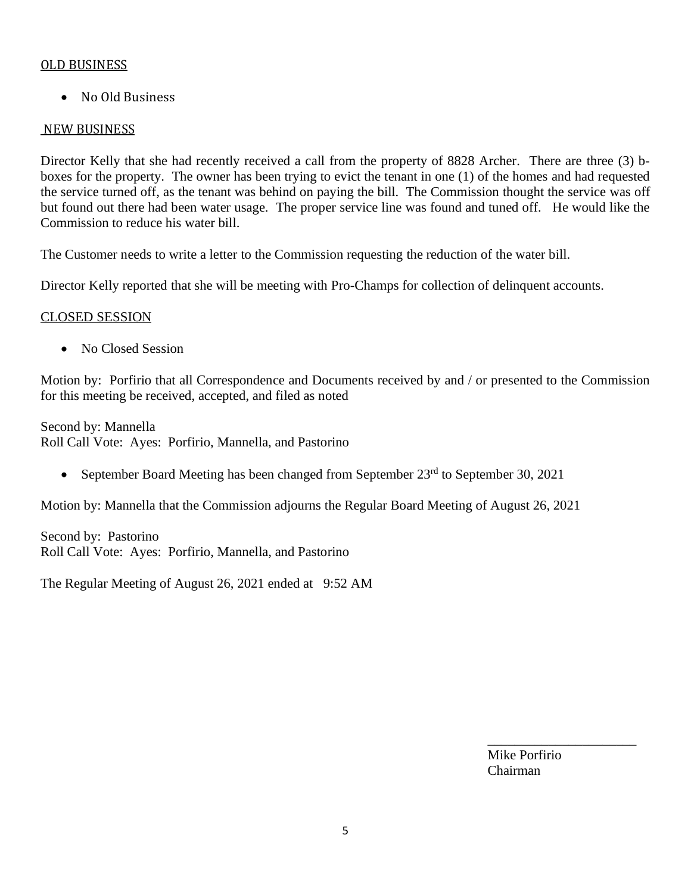## OLD BUSINESS

- No Old Business

## NEW BUSINESS

Director Kelly that she had recently received a call from the property of 8828 Archer. There are three (3) b-boxes for the property. The owner has been trying to evict the tenant in one (1) of the homes and had requested the service turned off, as the tenant was behind on paying the bill. The Commission thought the service was off but found out there had been water usage. The proper service line was found and tuned off. He would like the Commission to reduce his water bill.

The Customer needs to write a letter to the Commission requesting the reduction of the water bill.

Director Kelly reported that she will be meeting with Pro-Champs for collection of delinquent accounts.

## CLOSED SESSION

- No Closed Session

Motion by: Porfirio that all Correspondence and Documents received by and / or presented to the Commission for this meeting be received, accepted, and filed as noted

Second by: Mannella
Roll Call Vote: Ayes: Porfirio, Mannella, and Pastorino

- September Board Meeting has been changed from September 23rd to September 30, 2021

Motion by: Mannella that the Commission adjourns the Regular Board Meeting of August 26, 2021

Second by: Pastorino
Roll Call Vote: Ayes: Porfirio, Mannella, and Pastorino

The Regular Meeting of August 26, 2021 ended at 9:52 AM

______________________
Mike Porfirio
Chairman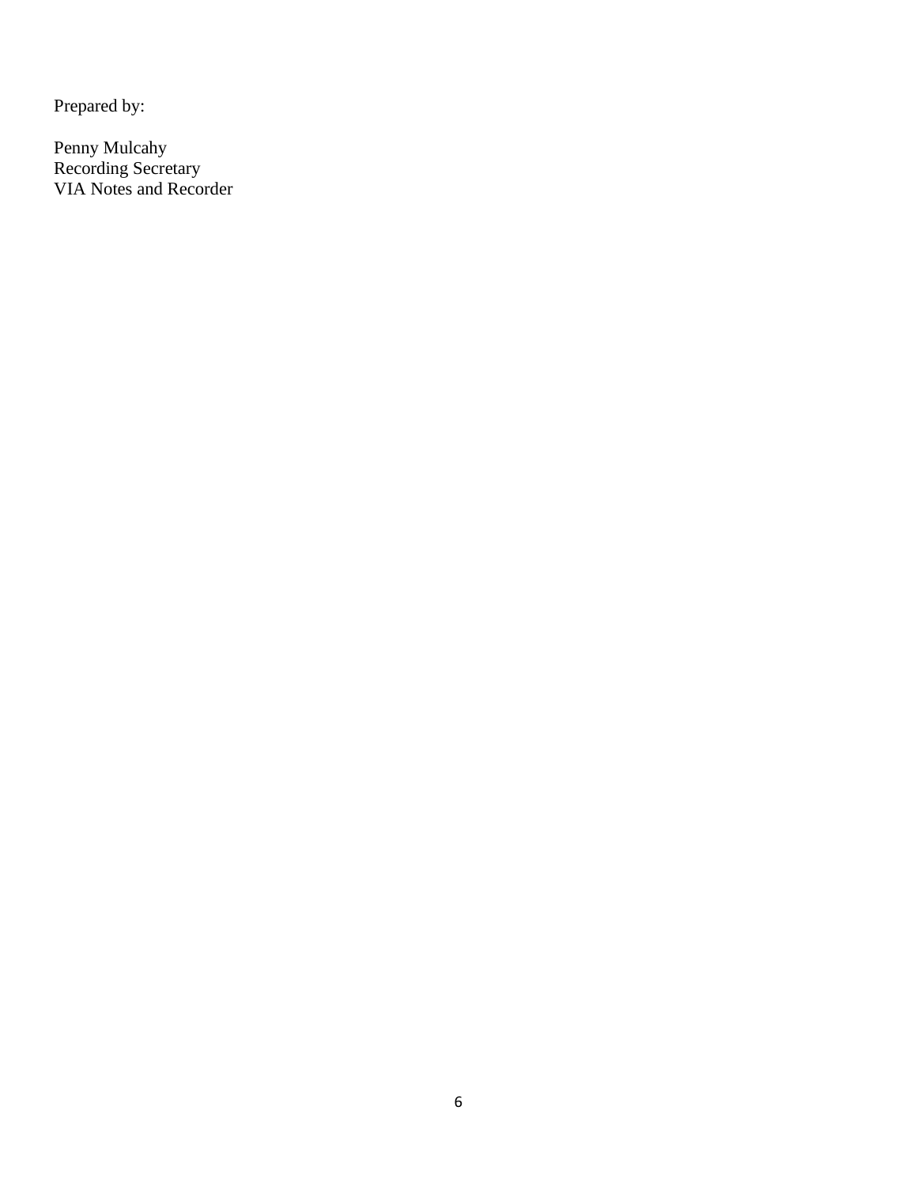Prepared by:

Penny Mulcahy
Recording Secretary
VIA Notes and Recorder